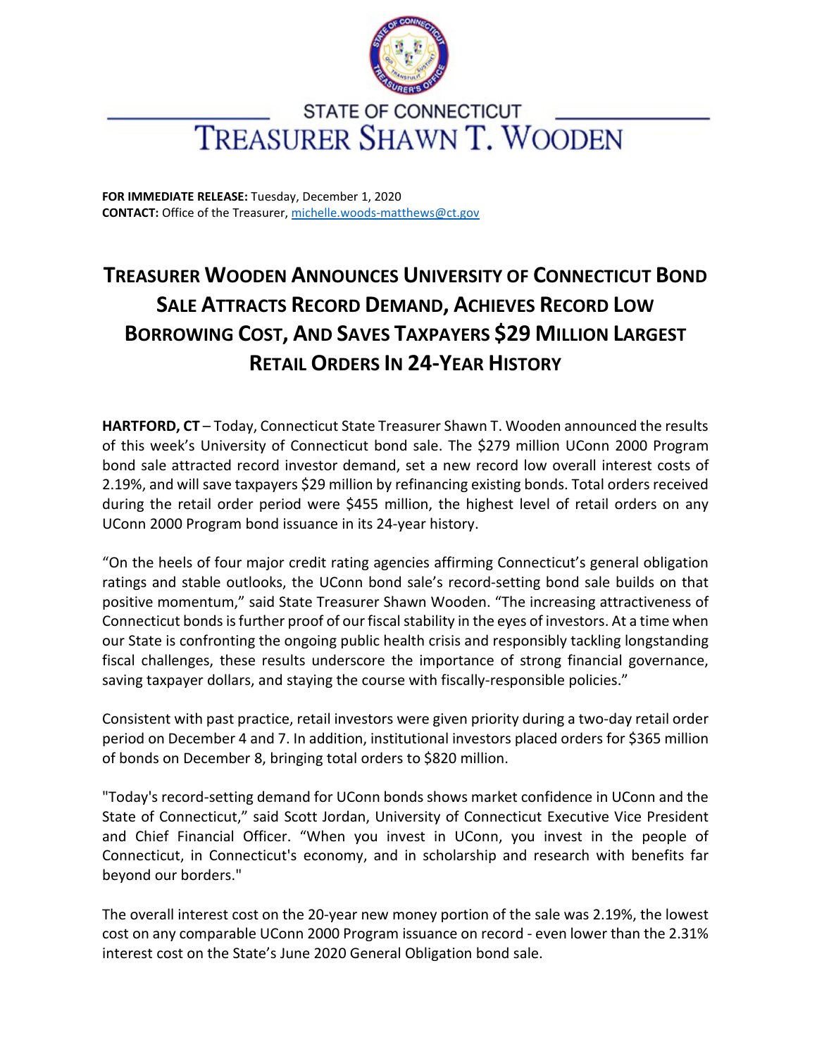STATE OF CONNECTICUT

TREASURER SHAWN T. WOODEN

**FOR IMMEDIATE RELEASE:** Tuesday, December 1, 2020
**CONTACT:** Office of the Treasurer, michelle.woods-matthews@ct.gov

# TREASURER WOODEN ANNOUNCES UNIVERSITY OF CONNECTICUT BOND SALE ATTRACTS RECORD DEMAND, ACHIEVES RECORD LOW BORROWING COST, AND SAVES TAXPAYERS $29 MILLION LARGEST RETAIL ORDERS IN 24-YEAR HISTORY

**HARTFORD, CT** – Today, Connecticut State Treasurer Shawn T. Wooden announced the results of this week's University of Connecticut bond sale. The $279 million UConn 2000 Program bond sale attracted record investor demand, set a new record low overall interest costs of 2.19%, and will save taxpayers $29 million by refinancing existing bonds. Total orders received during the retail order period were $455 million, the highest level of retail orders on any UConn 2000 Program bond issuance in its 24-year history.

"On the heels of four major credit rating agencies affirming Connecticut's general obligation ratings and stable outlooks, the UConn bond sale's record-setting bond sale builds on that positive momentum," said State Treasurer Shawn Wooden. "The increasing attractiveness of Connecticut bonds is further proof of our fiscal stability in the eyes of investors. At a time when our State is confronting the ongoing public health crisis and responsibly tackling longstanding fiscal challenges, these results underscore the importance of strong financial governance, saving taxpayer dollars, and staying the course with fiscally-responsible policies."

Consistent with past practice, retail investors were given priority during a two-day retail order period on December 4 and 7. In addition, institutional investors placed orders for $365 million of bonds on December 8, bringing total orders to $820 million.

"Today's record-setting demand for UConn bonds shows market confidence in UConn and the State of Connecticut," said Scott Jordan, University of Connecticut Executive Vice President and Chief Financial Officer. "When you invest in UConn, you invest in the people of Connecticut, in Connecticut's economy, and in scholarship and research with benefits far beyond our borders."

The overall interest cost on the 20-year new money portion of the sale was 2.19%, the lowest cost on any comparable UConn 2000 Program issuance on record - even lower than the 2.31% interest cost on the State's June 2020 General Obligation bond sale.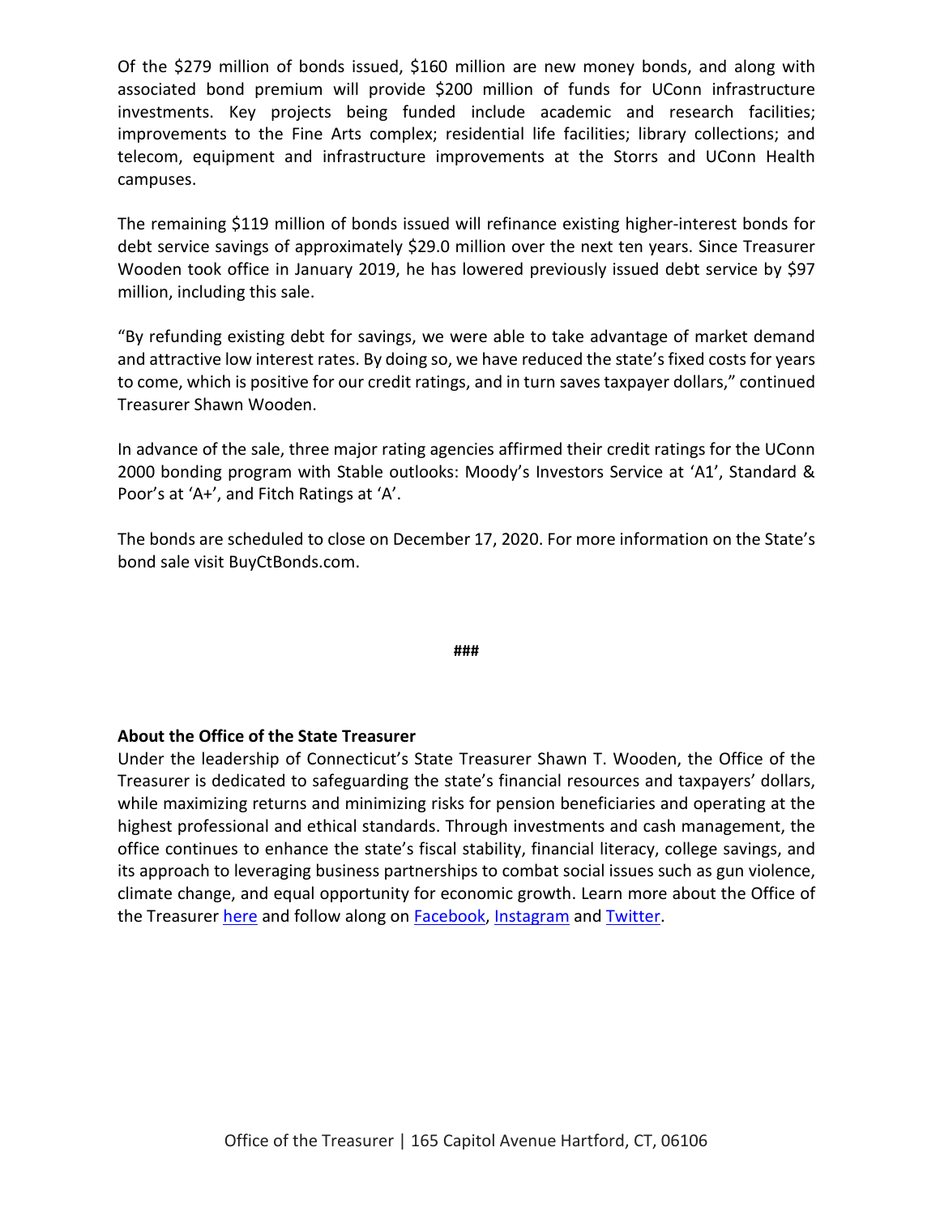Of the $279 million of bonds issued, $160 million are new money bonds, and along with associated bond premium will provide $200 million of funds for UConn infrastructure investments. Key projects being funded include academic and research facilities; improvements to the Fine Arts complex; residential life facilities; library collections; and telecom, equipment and infrastructure improvements at the Storrs and UConn Health campuses.

The remaining $119 million of bonds issued will refinance existing higher-interest bonds for debt service savings of approximately $29.0 million over the next ten years. Since Treasurer Wooden took office in January 2019, he has lowered previously issued debt service by $97 million, including this sale.

"By refunding existing debt for savings, we were able to take advantage of market demand and attractive low interest rates. By doing so, we have reduced the state's fixed costs for years to come, which is positive for our credit ratings, and in turn saves taxpayer dollars," continued Treasurer Shawn Wooden.

In advance of the sale, three major rating agencies affirmed their credit ratings for the UConn 2000 bonding program with Stable outlooks: Moody's Investors Service at 'A1', Standard & Poor's at 'A+', and Fitch Ratings at 'A'.

The bonds are scheduled to close on December 17, 2020. For more information on the State's bond sale visit BuyCtBonds.com.

**###**

**About the Office of the State Treasurer**

Under the leadership of Connecticut's State Treasurer Shawn T. Wooden, the Office of the Treasurer is dedicated to safeguarding the state's financial resources and taxpayers' dollars, while maximizing returns and minimizing risks for pension beneficiaries and operating at the highest professional and ethical standards. Through investments and cash management, the office continues to enhance the state's fiscal stability, financial literacy, college savings, and its approach to leveraging business partnerships to combat social issues such as gun violence, climate change, and equal opportunity for economic growth. Learn more about the Office of the Treasurer here and follow along on Facebook, Instagram and Twitter.

Office of the Treasurer | 165 Capitol Avenue Hartford, CT, 06106